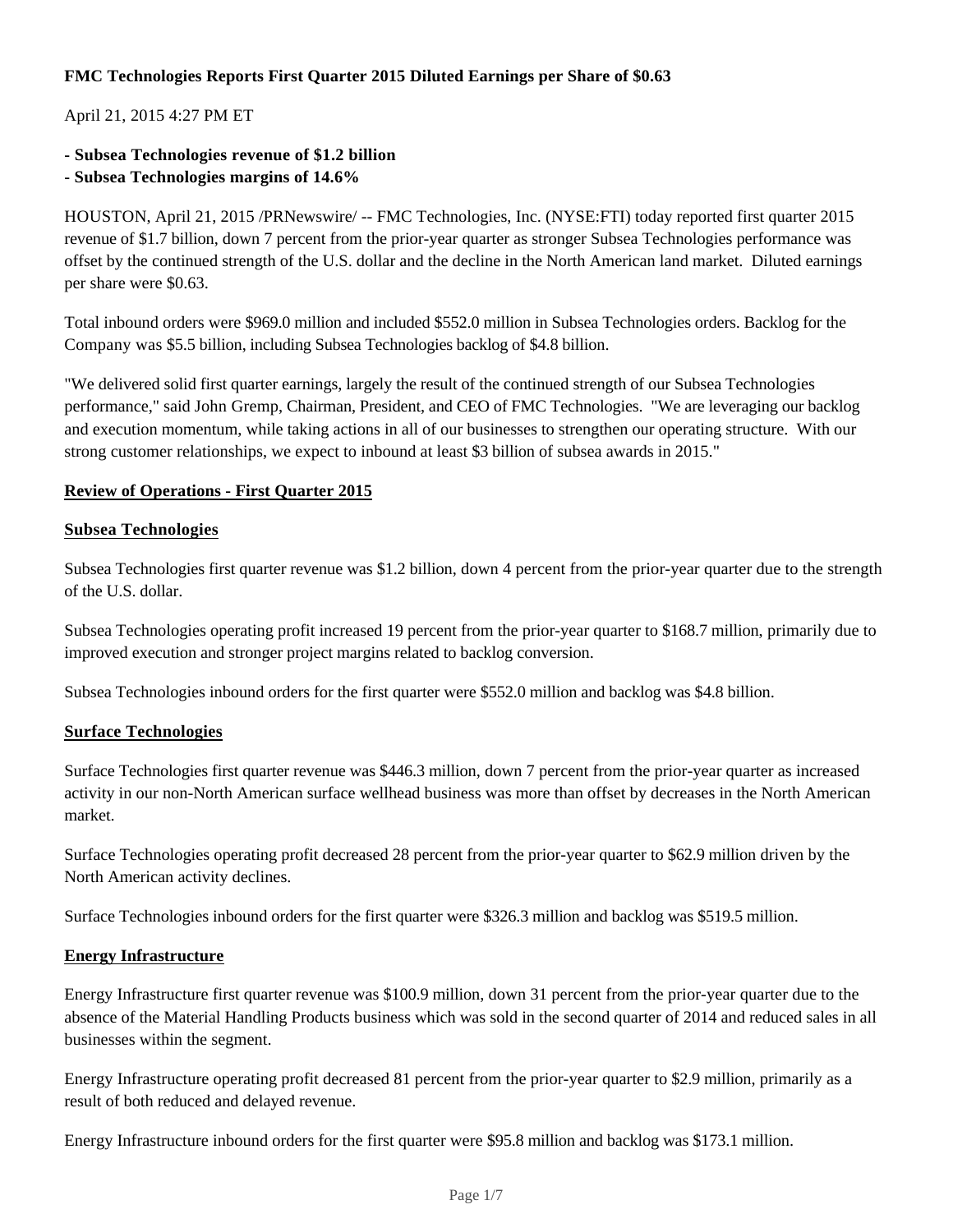# FMC Technologies Reports First Quarter 2015 Diluted Earnings per Share of $0.63

April 21, 2015 4:27 PM ET

**- Subsea Technologies revenue of $1.2 billion**
**- Subsea Technologies margins of 14.6%**

HOUSTON, April 21, 2015 /PRNewswire/ -- FMC Technologies, Inc. (NYSE:FTI) today reported first quarter 2015 revenue of $1.7 billion, down 7 percent from the prior-year quarter as stronger Subsea Technologies performance was offset by the continued strength of the U.S. dollar and the decline in the North American land market. Diluted earnings per share were $0.63.

Total inbound orders were $969.0 million and included $552.0 million in Subsea Technologies orders. Backlog for the Company was $5.5 billion, including Subsea Technologies backlog of $4.8 billion.

"We delivered solid first quarter earnings, largely the result of the continued strength of our Subsea Technologies performance," said John Gremp, Chairman, President, and CEO of FMC Technologies. "We are leveraging our backlog and execution momentum, while taking actions in all of our businesses to strengthen our operating structure. With our strong customer relationships, we expect to inbound at least $3 billion of subsea awards in 2015."

## Review of Operations - First Quarter 2015

### Subsea Technologies

Subsea Technologies first quarter revenue was $1.2 billion, down 4 percent from the prior-year quarter due to the strength of the U.S. dollar.

Subsea Technologies operating profit increased 19 percent from the prior-year quarter to $168.7 million, primarily due to improved execution and stronger project margins related to backlog conversion.

Subsea Technologies inbound orders for the first quarter were $552.0 million and backlog was $4.8 billion.

### Surface Technologies

Surface Technologies first quarter revenue was $446.3 million, down 7 percent from the prior-year quarter as increased activity in our non-North American surface wellhead business was more than offset by decreases in the North American market.

Surface Technologies operating profit decreased 28 percent from the prior-year quarter to $62.9 million driven by the North American activity declines.

Surface Technologies inbound orders for the first quarter were $326.3 million and backlog was $519.5 million.

### Energy Infrastructure

Energy Infrastructure first quarter revenue was $100.9 million, down 31 percent from the prior-year quarter due to the absence of the Material Handling Products business which was sold in the second quarter of 2014 and reduced sales in all businesses within the segment.

Energy Infrastructure operating profit decreased 81 percent from the prior-year quarter to $2.9 million, primarily as a result of both reduced and delayed revenue.

Energy Infrastructure inbound orders for the first quarter were $95.8 million and backlog was $173.1 million.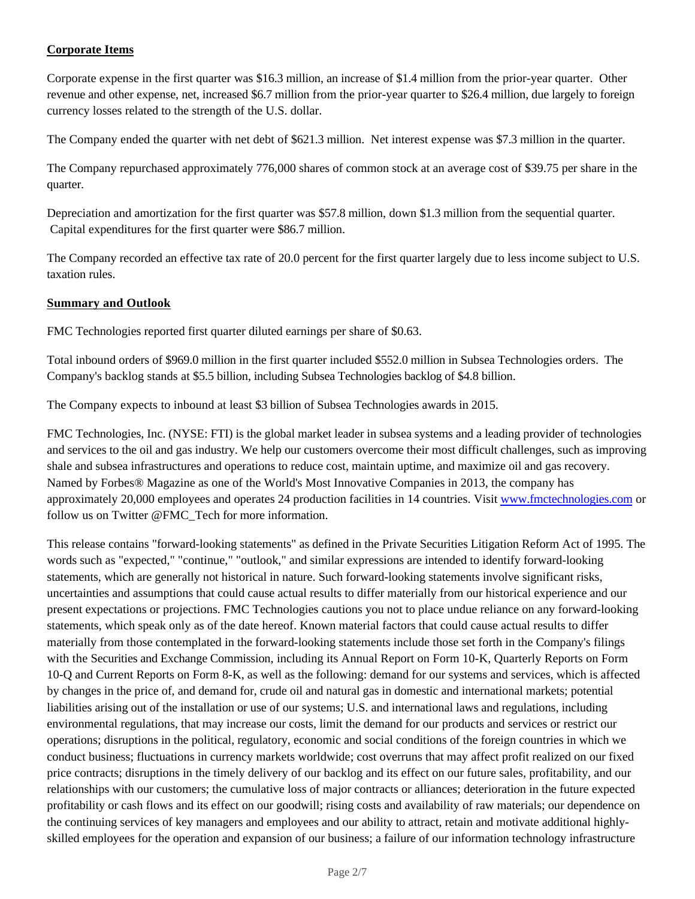**Corporate Items**

Corporate expense in the first quarter was $16.3 million, an increase of $1.4 million from the prior-year quarter. Other revenue and other expense, net, increased $6.7 million from the prior-year quarter to $26.4 million, due largely to foreign currency losses related to the strength of the U.S. dollar.

The Company ended the quarter with net debt of $621.3 million. Net interest expense was $7.3 million in the quarter.

The Company repurchased approximately 776,000 shares of common stock at an average cost of $39.75 per share in the quarter.

Depreciation and amortization for the first quarter was $57.8 million, down $1.3 million from the sequential quarter. Capital expenditures for the first quarter were $86.7 million.

The Company recorded an effective tax rate of 20.0 percent for the first quarter largely due to less income subject to U.S. taxation rules.

**Summary and Outlook**

FMC Technologies reported first quarter diluted earnings per share of $0.63.

Total inbound orders of $969.0 million in the first quarter included $552.0 million in Subsea Technologies orders. The Company's backlog stands at $5.5 billion, including Subsea Technologies backlog of $4.8 billion.

The Company expects to inbound at least $3 billion of Subsea Technologies awards in 2015.

FMC Technologies, Inc. (NYSE: FTI) is the global market leader in subsea systems and a leading provider of technologies and services to the oil and gas industry. We help our customers overcome their most difficult challenges, such as improving shale and subsea infrastructures and operations to reduce cost, maintain uptime, and maximize oil and gas recovery. Named by Forbes® Magazine as one of the World's Most Innovative Companies in 2013, the company has approximately 20,000 employees and operates 24 production facilities in 14 countries. Visit www.fmctechnologies.com or follow us on Twitter @FMC_Tech for more information.

This release contains "forward-looking statements" as defined in the Private Securities Litigation Reform Act of 1995. The words such as "expected," "continue," "outlook," and similar expressions are intended to identify forward-looking statements, which are generally not historical in nature. Such forward-looking statements involve significant risks, uncertainties and assumptions that could cause actual results to differ materially from our historical experience and our present expectations or projections. FMC Technologies cautions you not to place undue reliance on any forward-looking statements, which speak only as of the date hereof. Known material factors that could cause actual results to differ materially from those contemplated in the forward-looking statements include those set forth in the Company's filings with the Securities and Exchange Commission, including its Annual Report on Form 10-K, Quarterly Reports on Form 10-Q and Current Reports on Form 8-K, as well as the following: demand for our systems and services, which is affected by changes in the price of, and demand for, crude oil and natural gas in domestic and international markets; potential liabilities arising out of the installation or use of our systems; U.S. and international laws and regulations, including environmental regulations, that may increase our costs, limit the demand for our products and services or restrict our operations; disruptions in the political, regulatory, economic and social conditions of the foreign countries in which we conduct business; fluctuations in currency markets worldwide; cost overruns that may affect profit realized on our fixed price contracts; disruptions in the timely delivery of our backlog and its effect on our future sales, profitability, and our relationships with our customers; the cumulative loss of major contracts or alliances; deterioration in the future expected profitability or cash flows and its effect on our goodwill; rising costs and availability of raw materials; our dependence on the continuing services of key managers and employees and our ability to attract, retain and motivate additional highly-skilled employees for the operation and expansion of our business; a failure of our information technology infrastructure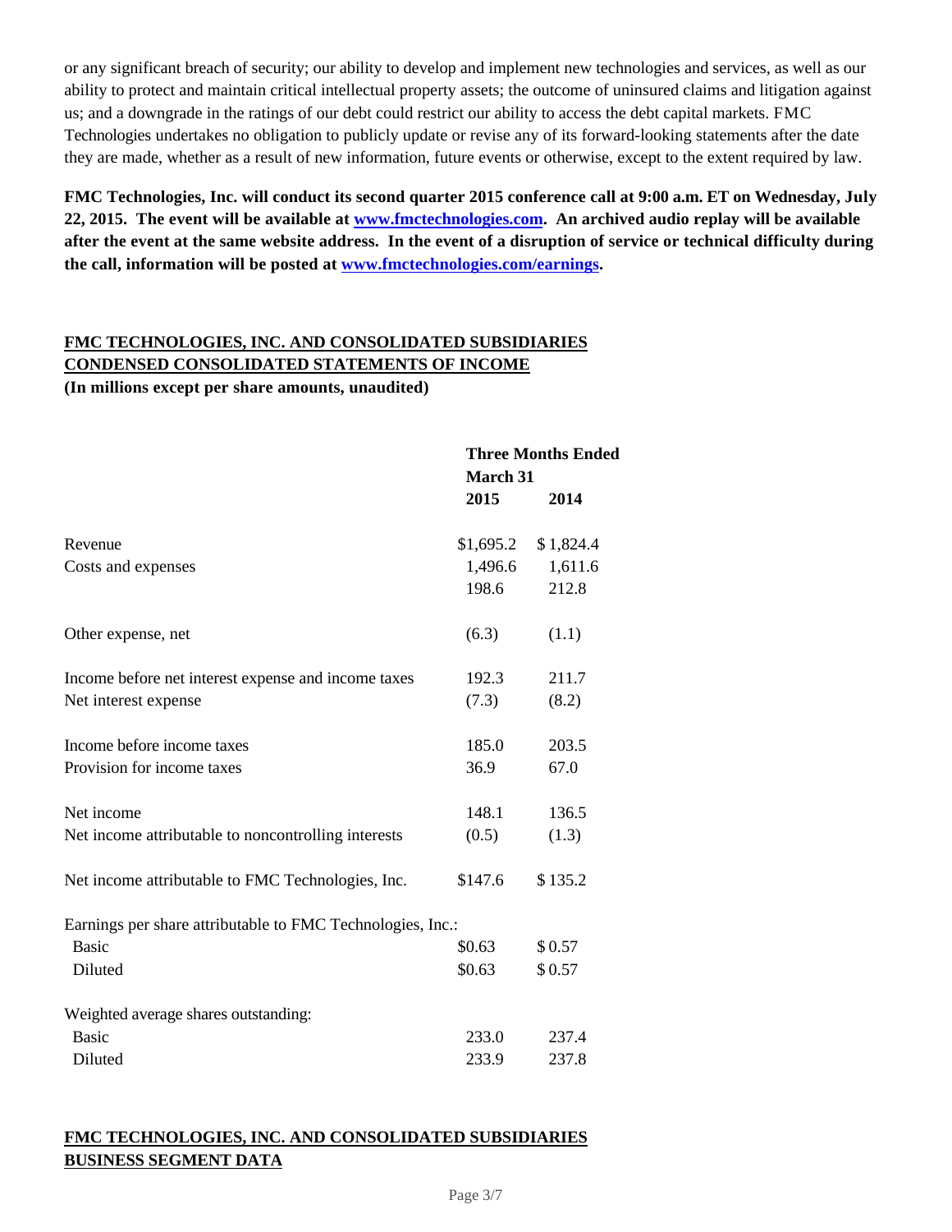or any significant breach of security; our ability to develop and implement new technologies and services, as well as our ability to protect and maintain critical intellectual property assets; the outcome of uninsured claims and litigation against us; and a downgrade in the ratings of our debt could restrict our ability to access the debt capital markets. FMC Technologies undertakes no obligation to publicly update or revise any of its forward-looking statements after the date they are made, whether as a result of new information, future events or otherwise, except to the extent required by law.

**FMC Technologies, Inc. will conduct its second quarter 2015 conference call at 9:00 a.m. ET on Wednesday, July 22, 2015. The event will be available at [www.fmctechnologies.com](http://www.fmctechnologies.com). An archived audio replay will be available after the event at the same website address. In the event of a disruption of service or technical difficulty during the call, information will be posted at [www.fmctechnologies.com/earnings](http://www.fmctechnologies.com/earnings).**

**FMC TECHNOLOGIES, INC. AND CONSOLIDATED SUBSIDIARIES**
**CONDENSED CONSOLIDATED STATEMENTS OF INCOME**
**(In millions except per share amounts, unaudited)**

| | **Three Months Ended March 31** | |
|---|---|---|
| | **2015** | **2014** |
| Revenue | $1,695.2 | $ 1,824.4 |
| Costs and expenses | 1,496.6 | 1,611.6 |
| | 198.6 | 212.8 |
| Other expense, net | (6.3) | (1.1) |
| Income before net interest expense and income taxes | 192.3 | 211.7 |
| Net interest expense | (7.3) | (8.2) |
| Income before income taxes | 185.0 | 203.5 |
| Provision for income taxes | 36.9 | 67.0 |
| Net income | 148.1 | 136.5 |
| Net income attributable to noncontrolling interests | (0.5) | (1.3) |
| Net income attributable to FMC Technologies, Inc. | $147.6 | $ 135.2 |
| Earnings per share attributable to FMC Technologies, Inc.: | | |
| Basic | $0.63 | $ 0.57 |
| Diluted | $0.63 | $ 0.57 |
| Weighted average shares outstanding: | | |
| Basic | 233.0 | 237.4 |
| Diluted | 233.9 | 237.8 |

**FMC TECHNOLOGIES, INC. AND CONSOLIDATED SUBSIDIARIES**
**BUSINESS SEGMENT DATA**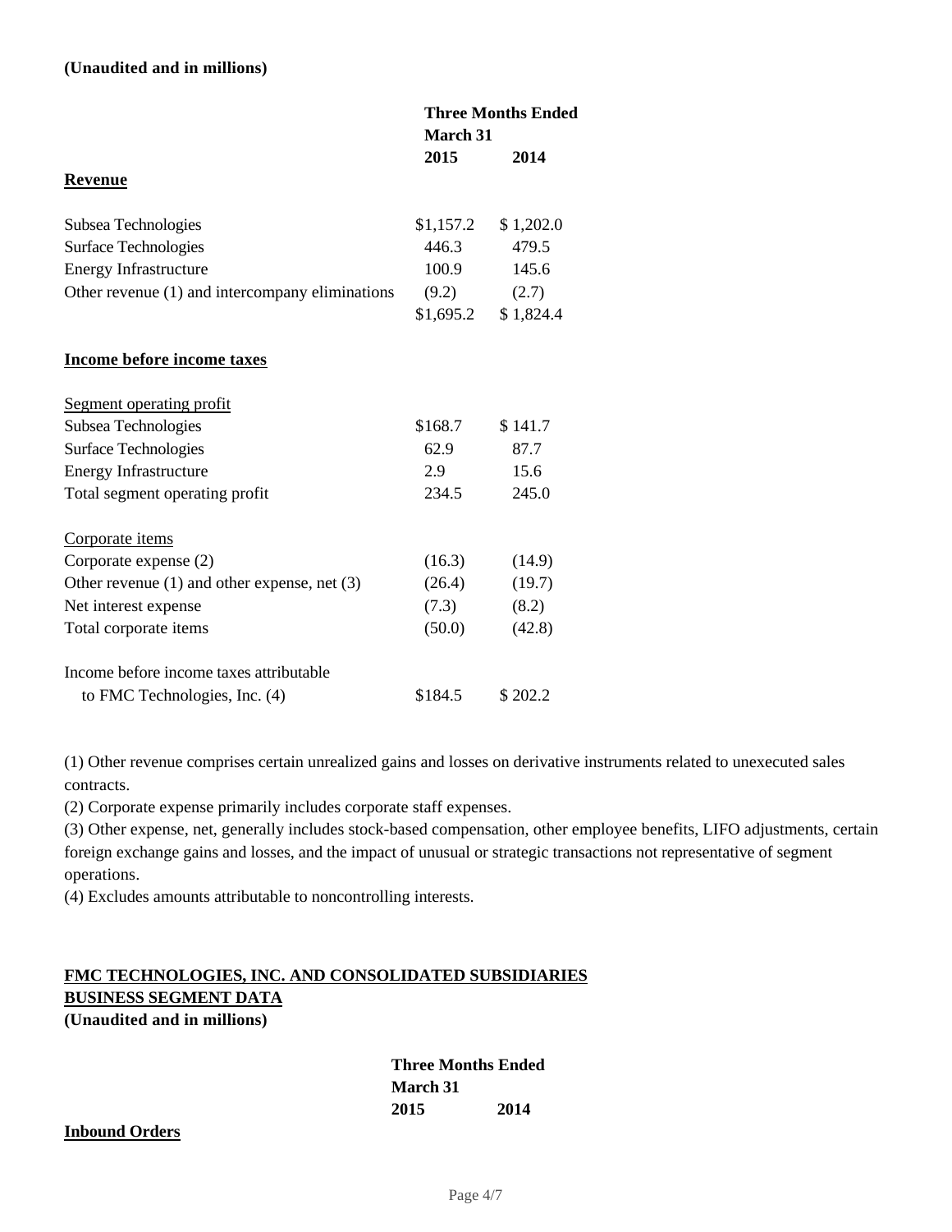**(Unaudited and in millions)**

| | Three Months Ended March 31 | |
|---|---|---|
| | **2015** | **2014** |
| **Revenue** | | |
| Subsea Technologies | $1,157.2 | $ 1,202.0 |
| Surface Technologies | 446.3 | 479.5 |
| Energy Infrastructure | 100.9 | 145.6 |
| Other revenue (1) and intercompany eliminations | (9.2) | (2.7) |
| | $1,695.2 | $ 1,824.4 |
| **Income before income taxes** | | |
| Segment operating profit | | |
| Subsea Technologies | $168.7 | $ 141.7 |
| Surface Technologies | 62.9 | 87.7 |
| Energy Infrastructure | 2.9 | 15.6 |
| Total segment operating profit | 234.5 | 245.0 |
| Corporate items | | |
| Corporate expense (2) | (16.3) | (14.9) |
| Other revenue (1) and other expense, net (3) | (26.4) | (19.7) |
| Net interest expense | (7.3) | (8.2) |
| Total corporate items | (50.0) | (42.8) |
| Income before income taxes attributable to FMC Technologies, Inc. (4) | $184.5 | $ 202.2 |

(1) Other revenue comprises certain unrealized gains and losses on derivative instruments related to unexecuted sales contracts.

(2) Corporate expense primarily includes corporate staff expenses.

(3) Other expense, net, generally includes stock-based compensation, other employee benefits, LIFO adjustments, certain foreign exchange gains and losses, and the impact of unusual or strategic transactions not representative of segment operations.

(4) Excludes amounts attributable to noncontrolling interests.

**FMC TECHNOLOGIES, INC. AND CONSOLIDATED SUBSIDIARIES**
**BUSINESS SEGMENT DATA**
**(Unaudited and in millions)**

| | Three Months Ended March 31 | |
|---|---|---|
| | **2015** | **2014** |
| **Inbound Orders** | | |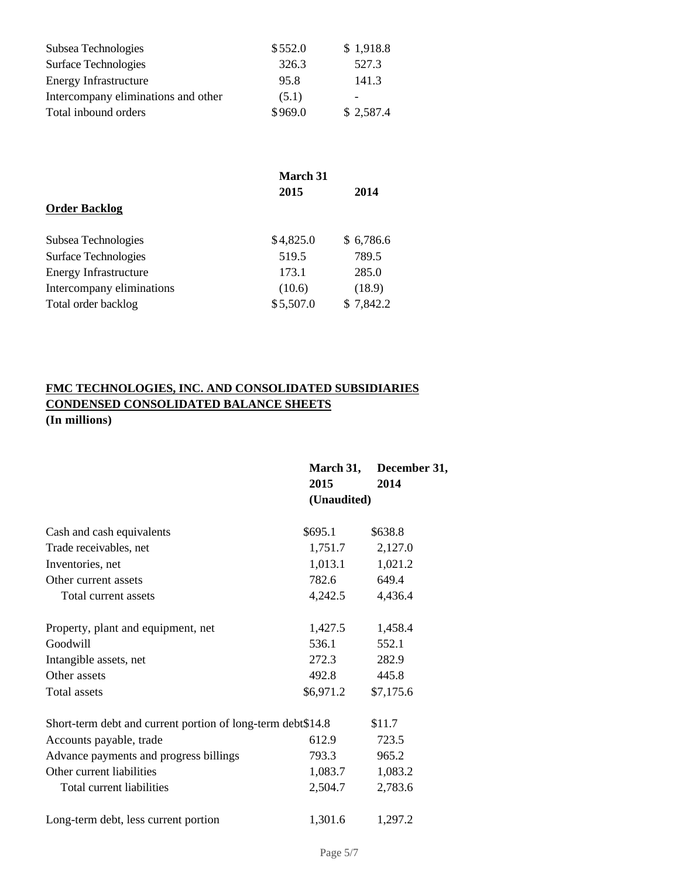| | | |
|---|---|---|
| Subsea Technologies | $552.0 | $ 1,918.8 |
| Surface Technologies | 326.3 | 527.3 |
| Energy Infrastructure | 95.8 | 141.3 |
| Intercompany eliminations and other | (5.1) | - |
| Total inbound orders | $969.0 | $ 2,587.4 |

| | March 31 | |
|---|---|---|
| | 2015 | 2014 |
| **Order Backlog** | | |
| Subsea Technologies | $4,825.0 | $ 6,786.6 |
| Surface Technologies | 519.5 | 789.5 |
| Energy Infrastructure | 173.1 | 285.0 |
| Intercompany eliminations | (10.6) | (18.9) |
| Total order backlog | $5,507.0 | $ 7,842.2 |

**FMC TECHNOLOGIES, INC. AND CONSOLIDATED SUBSIDIARIES**
**CONDENSED CONSOLIDATED BALANCE SHEETS**
**(In millions)**

| | March 31, 2015 (Unaudited) | December 31, 2014 |
|---|---|---|
| Cash and cash equivalents | $695.1 | $638.8 |
| Trade receivables, net | 1,751.7 | 2,127.0 |
| Inventories, net | 1,013.1 | 1,021.2 |
| Other current assets | 782.6 | 649.4 |
| Total current assets | 4,242.5 | 4,436.4 |
| | | |
| Property, plant and equipment, net | 1,427.5 | 1,458.4 |
| Goodwill | 536.1 | 552.1 |
| Intangible assets, net | 272.3 | 282.9 |
| Other assets | 492.8 | 445.8 |
| Total assets | $6,971.2 | $7,175.6 |
| | | |
| Short-term debt and current portion of long-term debt | $14.8 | $11.7 |
| Accounts payable, trade | 612.9 | 723.5 |
| Advance payments and progress billings | 793.3 | 965.2 |
| Other current liabilities | 1,083.7 | 1,083.2 |
| Total current liabilities | 2,504.7 | 2,783.6 |
| | | |
| Long-term debt, less current portion | 1,301.6 | 1,297.2 |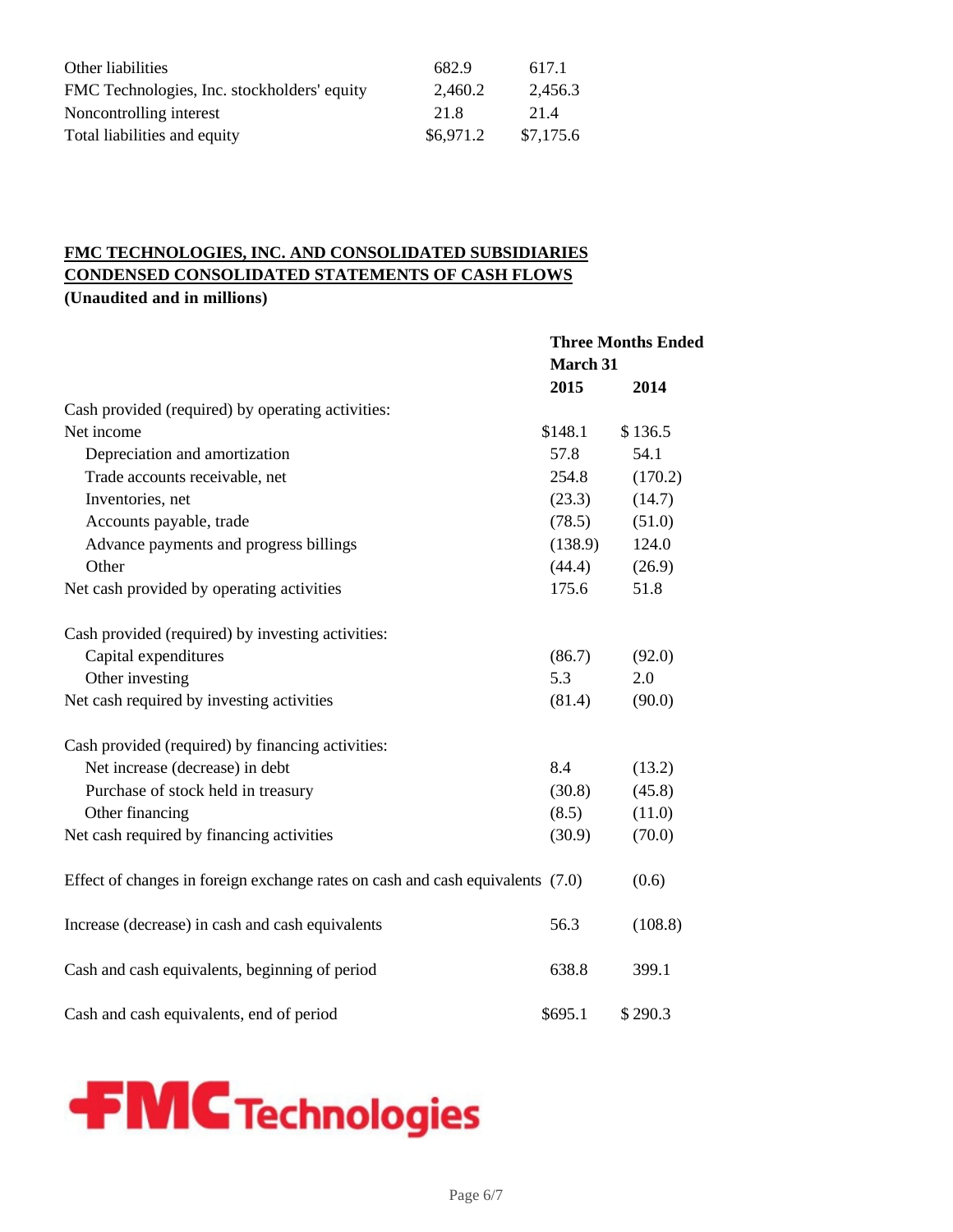| | | |
|---|---|---|
| Other liabilities | 682.9 | 617.1 |
| FMC Technologies, Inc. stockholders' equity | 2,460.2 | 2,456.3 |
| Noncontrolling interest | 21.8 | 21.4 |
| Total liabilities and equity | $6,971.2 | $7,175.6 |

**FMC TECHNOLOGIES, INC. AND CONSOLIDATED SUBSIDIARIES**
**CONDENSED CONSOLIDATED STATEMENTS OF CASH FLOWS**
**(Unaudited and in millions)**

| | Three Months Ended March 31 | |
|---|---|---|
| | **2015** | **2014** |
| Cash provided (required) by operating activities: | | |
| Net income | $148.1 | $ 136.5 |
| Depreciation and amortization | 57.8 | 54.1 |
| Trade accounts receivable, net | 254.8 | (170.2) |
| Inventories, net | (23.3) | (14.7) |
| Accounts payable, trade | (78.5) | (51.0) |
| Advance payments and progress billings | (138.9) | 124.0 |
| Other | (44.4) | (26.9) |
| Net cash provided by operating activities | 175.6 | 51.8 |
| | | |
| Cash provided (required) by investing activities: | | |
| Capital expenditures | (86.7) | (92.0) |
| Other investing | 5.3 | 2.0 |
| Net cash required by investing activities | (81.4) | (90.0) |
| | | |
| Cash provided (required) by financing activities: | | |
| Net increase (decrease) in debt | 8.4 | (13.2) |
| Purchase of stock held in treasury | (30.8) | (45.8) |
| Other financing | (8.5) | (11.0) |
| Net cash required by financing activities | (30.9) | (70.0) |
| | | |
| Effect of changes in foreign exchange rates on cash and cash equivalents | (7.0) | (0.6) |
| | | |
| Increase (decrease) in cash and cash equivalents | 56.3 | (108.8) |
| | | |
| Cash and cash equivalents, beginning of period | 638.8 | 399.1 |
| | | |
| Cash and cash equivalents, end of period | $695.1 | $ 290.3 |

FMC Technologies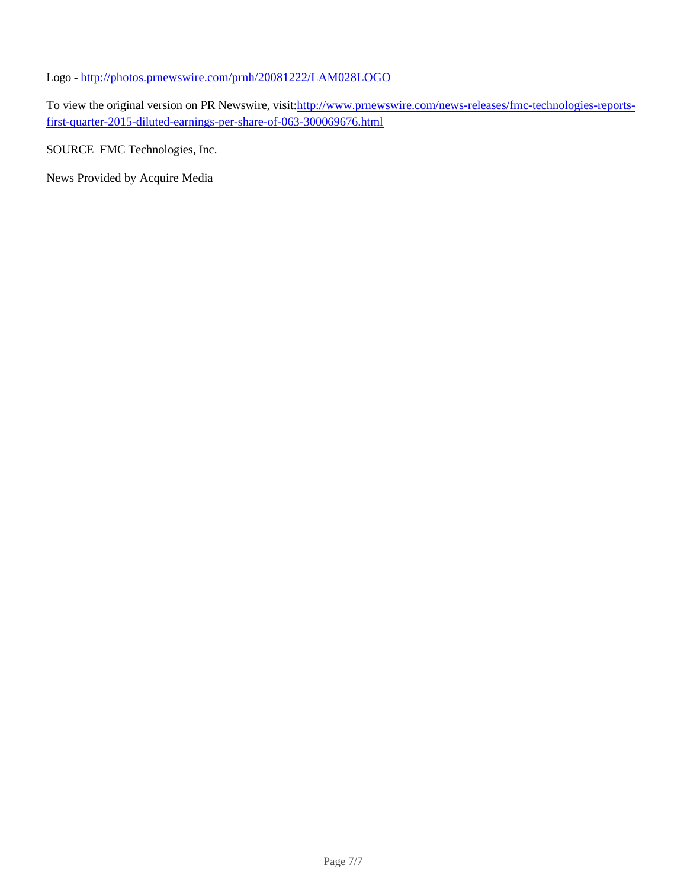Logo - http://photos.prnewswire.com/prnh/20081222/LAM028LOGO

To view the original version on PR Newswire, visit:http://www.prnewswire.com/news-releases/fmc-technologies-reports-first-quarter-2015-diluted-earnings-per-share-of-063-300069676.html

SOURCE FMC Technologies, Inc.

News Provided by Acquire Media